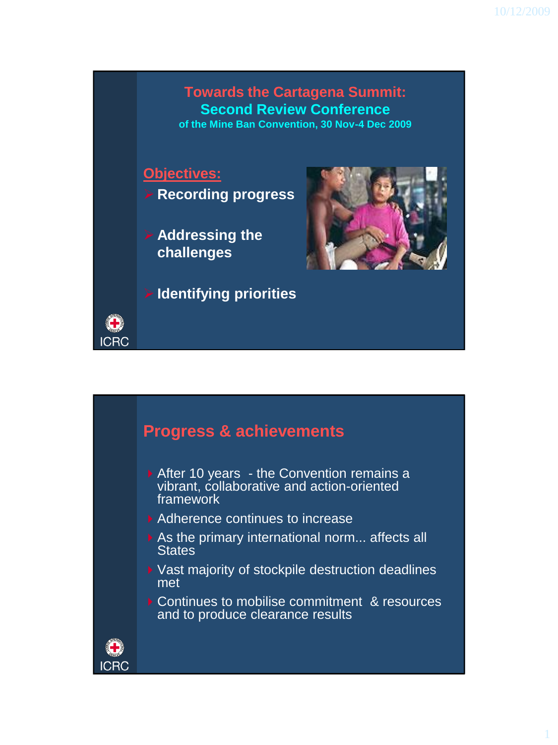## Towards the Cartagena Summit:
## Second Review Conference
### of the Mine Ban Convention, 30 Nov-4 Dec 2009

**Objectives:**

- **Recording progress**
- **Addressing the challenges**
- **Identifying priorities**

ICRC

## Progress & achievements

- After 10 years - the Convention remains a vibrant, collaborative and action-oriented framework
- Adherence continues to increase
- As the primary international norm... affects all States
- Vast majority of stockpile destruction deadlines met
- Continues to mobilise commitment & resources and to produce clearance results

ICRC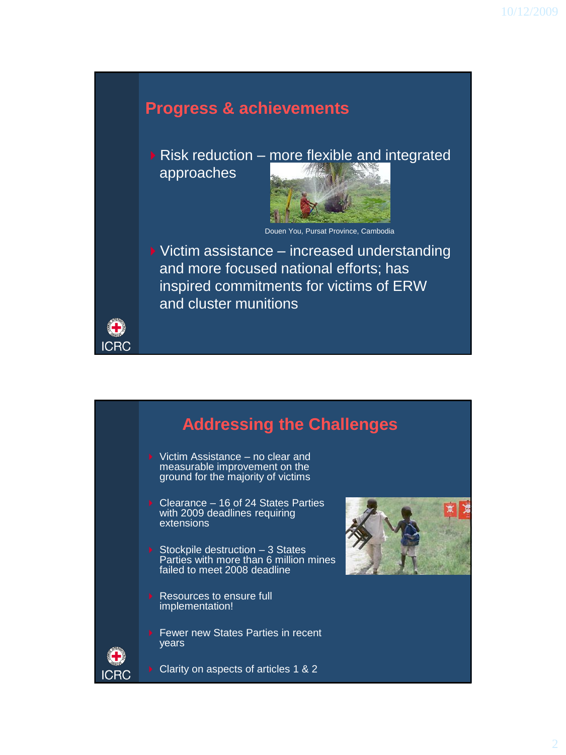## Progress & achievements

- Risk reduction – more flexible and integrated approaches

Douen You, Pursat Province, Cambodia

- Victim assistance – increased understanding and more focused national efforts; has inspired commitments for victims of ERW and cluster munitions

ICRC

## Addressing the Challenges

- Victim Assistance – no clear and measurable improvement on the ground for the majority of victims
- Clearance – 16 of 24 States Parties with 2009 deadlines requiring extensions
- Stockpile destruction – 3 States Parties with more than 6 million mines failed to meet 2008 deadline
- Resources to ensure full implementation!
- Fewer new States Parties in recent years
- Clarity on aspects of articles 1 & 2

ICRC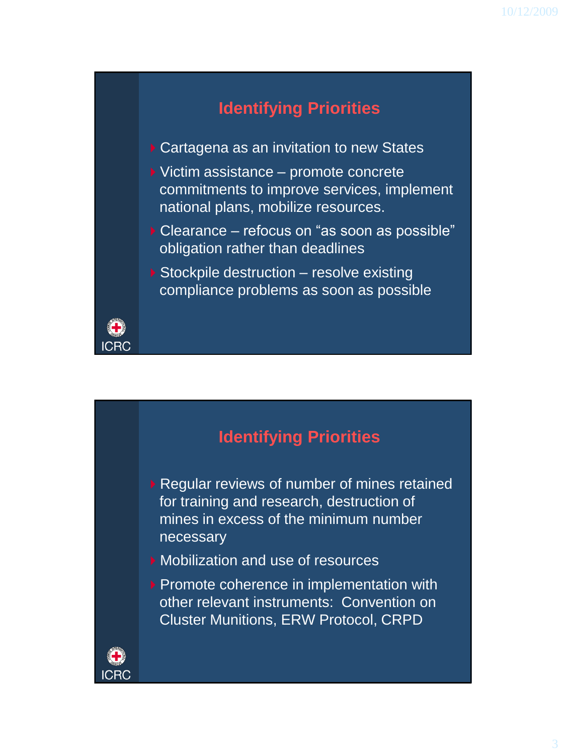## Identifying Priorities

- Cartagena as an invitation to new States
- Victim assistance – promote concrete commitments to improve services, implement national plans, mobilize resources.
- Clearance – refocus on "as soon as possible" obligation rather than deadlines
- Stockpile destruction – resolve existing compliance problems as soon as possible

ICRC

## Identifying Priorities

- Regular reviews of number of mines retained for training and research, destruction of mines in excess of the minimum number necessary
- Mobilization and use of resources
- Promote coherence in implementation with other relevant instruments: Convention on Cluster Munitions, ERW Protocol, CRPD

ICRC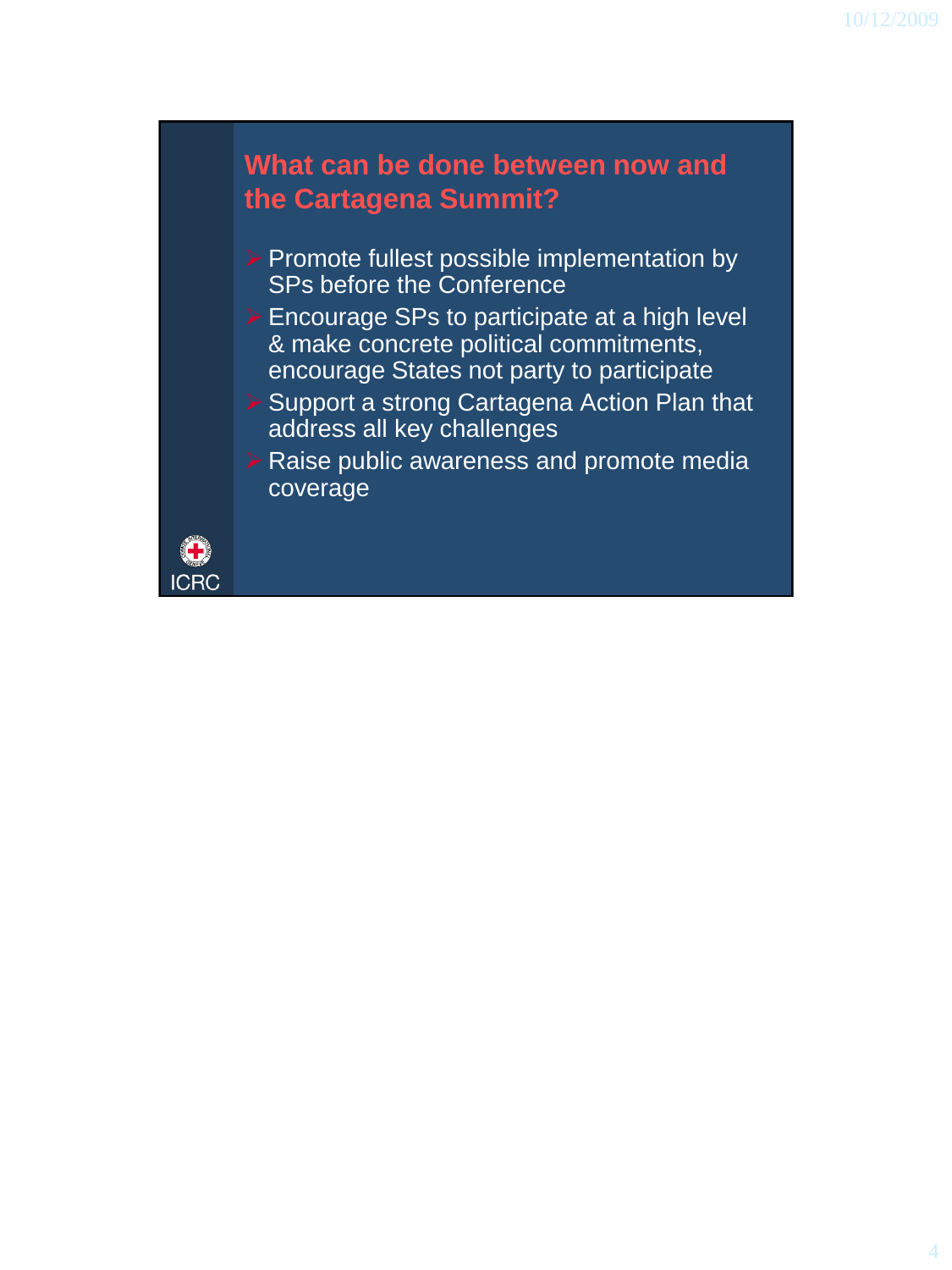## What can be done between now and the Cartagena Summit?

- Promote fullest possible implementation by SPs before the Conference
- Encourage SPs to participate at a high level & make concrete political commitments, encourage States not party to participate
- Support a strong Cartagena Action Plan that address all key challenges
- Raise public awareness and promote media coverage

ICRC